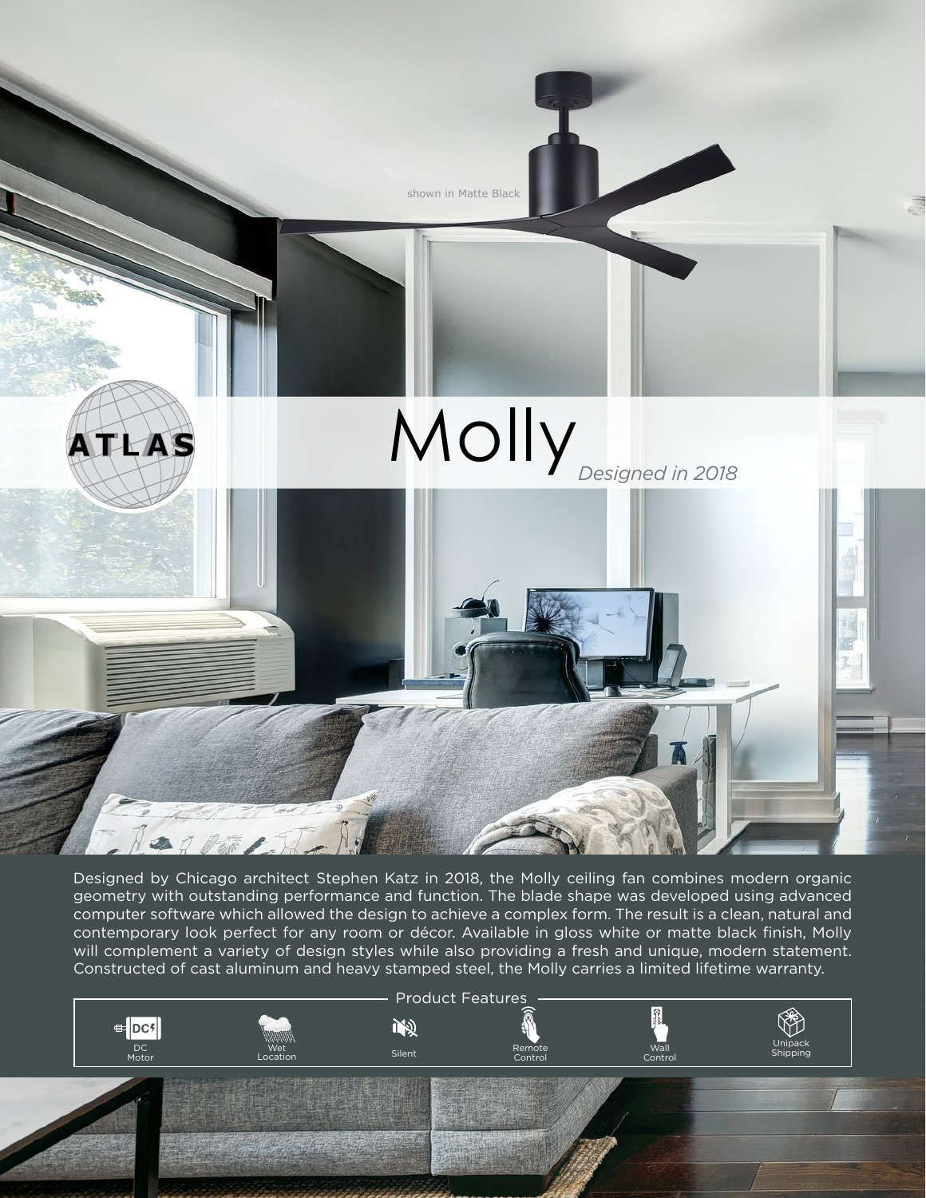shown in Matte Black

ATLAS

# Molly

*Designed in 2018*

Designed by Chicago architect Stephen Katz in 2018, the Molly ceiling fan combines modern organic geometry with outstanding performance and function. The blade shape was developed using advanced computer software which allowed the design to achieve a complex form. The result is a clean, natural and contemporary look perfect for any room or décor. Available in gloss white or matte black finish, Molly will complement a variety of design styles while also providing a fresh and unique, modern statement. Constructed of cast aluminum and heavy stamped steel, the Molly carries a limited lifetime warranty.

## Product Features

- DC Motor
- Wet Location
- Silent
- Remote Control
- Wall Control
- Unipack Shipping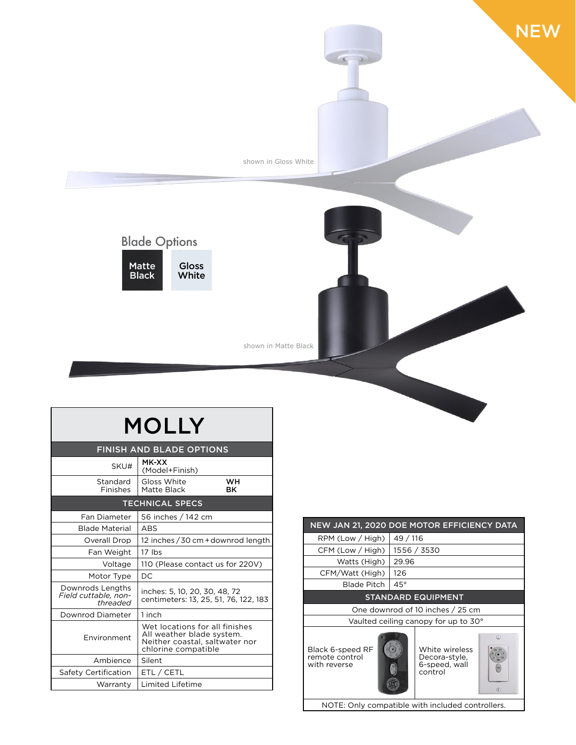NEW

shown in Gloss White

Blade Options

Matte Black | Gloss White

shown in Matte Black

# MOLLY

| FINISH AND BLADE OPTIONS | | |
|---|---|---|
| SKU# | **MK-XX** (Model+Finish) | |
| Standard Finishes | Gloss White<br>Matte Black | **WH**<br>**BK** |

| TECHNICAL SPECS | |
|---|---|
| Fan Diameter | 56 inches / 142 cm |
| Blade Material | ABS |
| Overall Drop | 12 inches / 30 cm + downrod length |
| Fan Weight | 17 lbs |
| Voltage | 110 (Please contact us for 220V) |
| Motor Type | DC |
| Downrods Lengths *Field cuttable, non-threaded* | inches: 5, 10, 20, 30, 48, 72<br>centimeters: 13, 25, 51, 76, 122, 183 |
| Downrod Diameter | 1 inch |
| Environment | Wet locations for all finishes<br>All weather blade system.<br>Neither coastal, saltwater nor chlorine compatible |
| Ambience | Silent |
| Safety Certification | ETL / CETL |
| Warranty | Limited Lifetime |

| NEW JAN 21, 2020 DOE MOTOR EFFICIENCY DATA | |
|---|---|
| RPM (Low / High) | 49 / 116 |
| CFM (Low / High) | 1556 / 3530 |
| Watts (High) | 29.96 |
| CFM/Watt (High) | 126 |
| Blade Pitch | 45° |

| STANDARD EQUIPMENT | |
|---|---|
| One downrod of 10 inches / 25 cm | |
| Vaulted ceiling canopy for up to 30° | |
| Black 6-speed RF remote control with reverse | White wireless Decora-style, 6-speed, wall control |
| NOTE: Only compatible with included controllers. | |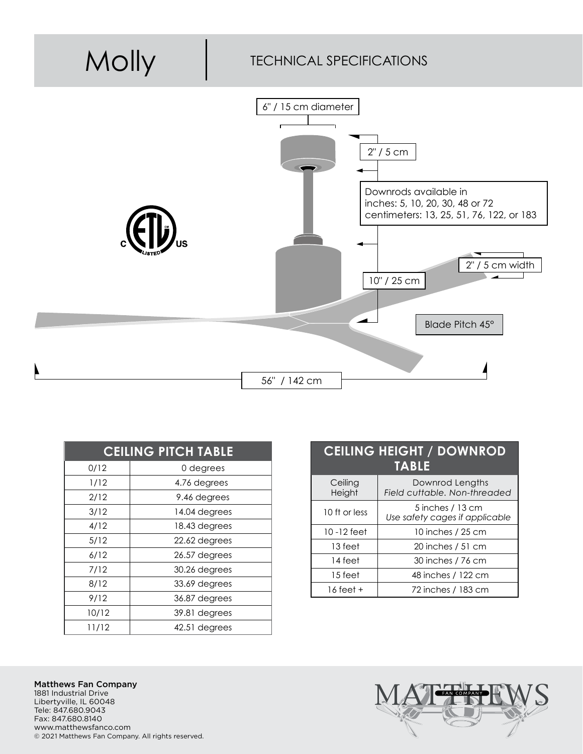# Molly

## TECHNICAL SPECIFICATIONS

6" / 15 cm diameter

2" / 5 cm

Downrods available in
inches: 5, 10, 20, 30, 48 or 72
centimeters: 13, 25, 51, 76, 122, or 183

2" / 5 cm width

10" / 25 cm

Blade Pitch 45°

56" / 142 cm

| CEILING PITCH TABLE | |
|---|---|
| 0/12 | 0 degrees |
| 1/12 | 4.76 degrees |
| 2/12 | 9.46 degrees |
| 3/12 | 14.04 degrees |
| 4/12 | 18.43 degrees |
| 5/12 | 22.62 degrees |
| 6/12 | 26.57 degrees |
| 7/12 | 30.26 degrees |
| 8/12 | 33.69 degrees |
| 9/12 | 36.87 degrees |
| 10/12 | 39.81 degrees |
| 11/12 | 42.51 degrees |

| CEILING HEIGHT / DOWNROD TABLE | |
|---|---|
| Ceiling Height | Downrod Lengths *Field cuttable. Non-threaded* |
| 10 ft or less | 5 inches / 13 cm *Use safety cages if applicable* |
| 10 -12 feet | 10 inches / 25 cm |
| 13 feet | 20 inches / 51 cm |
| 14 feet | 30 inches / 76 cm |
| 15 feet | 48 inches / 122 cm |
| 16 feet + | 72 inches / 183 cm |

Matthews Fan Company
1881 Industrial Drive
Libertyville, IL 60048
Tele: 847.680.9043
Fax: 847.680.8140
www.matthewsfanco.com
© 2021 Matthews Fan Company. All rights reserved.